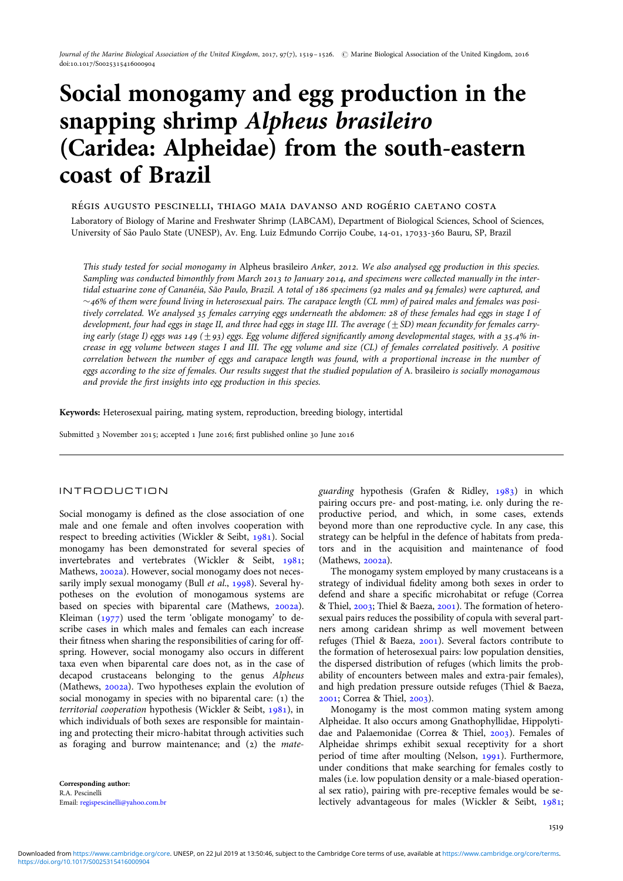# Social monogamy and egg production in the snapping shrimp *Alpheus brasileiro* (Caridea: Alpheidae) from the south-eastern coast of Brazil

RÉGIS AUGUSTO PESCINELLI, THIAGO MAIA DAVANSO AND ROGÉRIO CAETANO COSTA

Laboratory of Biology of Marine and Freshwater Shrimp (LABCAM), Department of Biological Sciences, School of Sciences, University of São Paulo State (UNESP), Av. Eng. Luiz Edmundo Corrijo Coube, 14-01, 17033-360 Bauru, SP, Brazil

*This study tested for social monogamy in* Alpheus brasileiro *Anker, 2012. We also analysed egg production in this species. Sampling was conducted bimonthly from March 2013 to January 2014, and specimens were collected manually in the intertidal estuarine zone of Cananéia, São Paulo, Brazil. A total of 186 specimens (92 males and 94 females) were captured, and ~46% of them were found living in heterosexual pairs. The carapace length (CL mm) of paired males and females was positively correlated. We analysed 35 females carrying eggs underneath the abdomen: 28 of these females had eggs in stage I of development, four had eggs in stage II, and three had eggs in stage III. The average (±SD) mean fecundity for females carrying early (stage I) eggs was 149 (±93) eggs. Egg volume differed significantly among developmental stages, with a 35.4% increase in egg volume between stages I and III. The egg volume and size (CL) of females correlated positively. A positive correlation between the number of eggs and carapace length was found, with a proportional increase in the number of eggs according to the size of females. Our results suggest that the studied population of* A. brasileiro *is socially monogamous and provide the first insights into egg production in this species.*

**Keywords:** Heterosexual pairing, mating system, reproduction, breeding biology, intertidal

Submitted 3 November 2015; accepted 1 June 2016; first published online 30 June 2016

## INTRODUCTION

Social monogamy is defined as the close association of one male and one female and often involves cooperation with respect to breeding activities (Wickler & Seibt, 1981). Social monogamy has been demonstrated for several species of invertebrates and vertebrates (Wickler & Seibt, 1981; Mathews, 2002a). However, social monogamy does not necessarily imply sexual monogamy (Bull *et al.*, 1998). Several hypotheses on the evolution of monogamous systems are based on species with biparental care (Mathews, 2002a). Kleiman (1977) used the term 'obligate monogamy' to describe cases in which males and females can each increase their fitness when sharing the responsibilities of caring for offspring. However, social monogamy also occurs in different taxa even when biparental care does not, as in the case of decapod crustaceans belonging to the genus *Alpheus* (Mathews, 2002a). Two hypotheses explain the evolution of social monogamy in species with no biparental care: (1) the *territorial cooperation* hypothesis (Wickler & Seibt, 1981), in which individuals of both sexes are responsible for maintaining and protecting their micro-habitat through activities such as foraging and burrow maintenance; and (2) the *mate-guarding* hypothesis (Grafen & Ridley, 1983) in which pairing occurs pre- and post-mating, i.e. only during the reproductive period, and which, in some cases, extends beyond more than one reproductive cycle. In any case, this strategy can be helpful in the defence of habitats from predators and in the acquisition and maintenance of food (Mathews, 2002a).

The monogamy system employed by many crustaceans is a strategy of individual fidelity among both sexes in order to defend and share a specific microhabitat or refuge (Correa & Thiel, 2003; Thiel & Baeza, 2001). The formation of heterosexual pairs reduces the possibility of copula with several partners among caridean shrimp as well movement between refuges (Thiel & Baeza, 2001). Several factors contribute to the formation of heterosexual pairs: low population densities, the dispersed distribution of refuges (which limits the probability of encounters between males and extra-pair females), and high predation pressure outside refuges (Thiel & Baeza, 2001; Correa & Thiel, 2003).

Monogamy is the most common mating system among Alpheidae. It also occurs among Gnathophyllidae, Hippolytidae and Palaemonidae (Correa & Thiel, 2003). Females of Alpheidae shrimps exhibit sexual receptivity for a short period of time after moulting (Nelson, 1991). Furthermore, under conditions that make searching for females costly to males (i.e. low population density or a male-biased operational sex ratio), pairing with pre-receptive females would be selectively advantageous for males (Wickler & Seibt, 1981;

**Corresponding author:**
R.A. Pescinelli
Email: regispescinelli@yahoo.com.br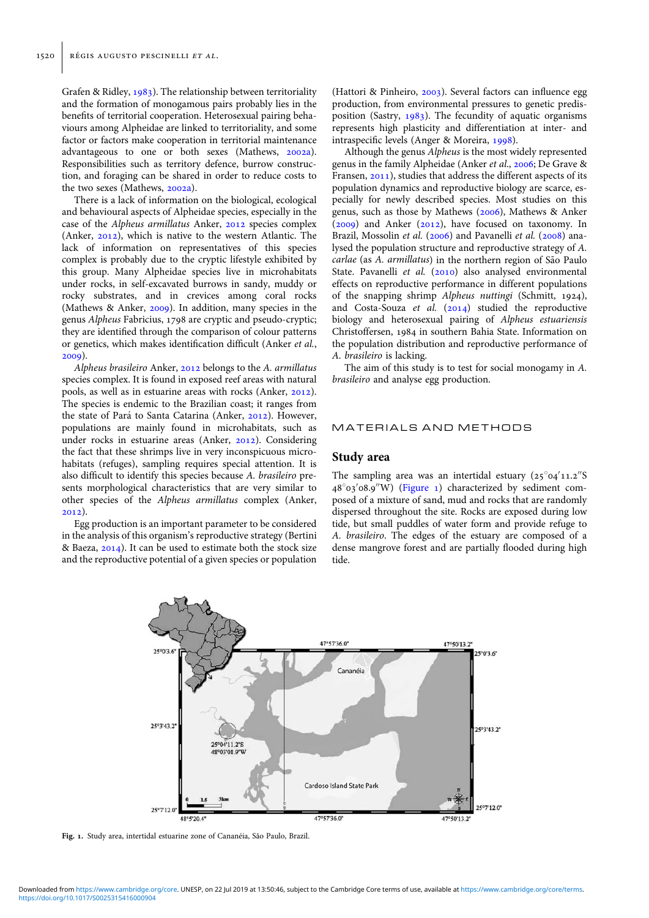Grafen & Ridley, 1983). The relationship between territoriality and the formation of monogamous pairs probably lies in the benefits of territorial cooperation. Heterosexual pairing behaviours among Alpheidae are linked to territoriality, and some factor or factors make cooperation in territorial maintenance advantageous to one or both sexes (Mathews, 2002a). Responsibilities such as territory defence, burrow construction, and foraging can be shared in order to reduce costs to the two sexes (Mathews, 2002a).

There is a lack of information on the biological, ecological and behavioural aspects of Alpheidae species, especially in the case of the *Alpheus armillatus* Anker, 2012 species complex (Anker, 2012), which is native to the western Atlantic. The lack of information on representatives of this species complex is probably due to the cryptic lifestyle exhibited by this group. Many Alpheidae species live in microhabitats under rocks, in self-excavated burrows in sandy, muddy or rocky substrates, and in crevices among coral rocks (Mathews & Anker, 2009). In addition, many species in the genus *Alpheus* Fabricius, 1798 are cryptic and pseudo-cryptic; they are identified through the comparison of colour patterns or genetics, which makes identification difficult (Anker *et al.*, 2009).

*Alpheus brasileiro* Anker, 2012 belongs to the *A. armillatus* species complex. It is found in exposed reef areas with natural pools, as well as in estuarine areas with rocks (Anker, 2012). The species is endemic to the Brazilian coast; it ranges from the state of Pará to Santa Catarina (Anker, 2012). However, populations are mainly found in microhabitats, such as under rocks in estuarine areas (Anker, 2012). Considering the fact that these shrimps live in very inconspicuous microhabitats (refuges), sampling requires special attention. It is also difficult to identify this species because *A. brasileiro* presents morphological characteristics that are very similar to other species of the *Alpheus armillatus* complex (Anker, 2012).

Egg production is an important parameter to be considered in the analysis of this organism's reproductive strategy (Bertini & Baeza, 2014). It can be used to estimate both the stock size and the reproductive potential of a given species or population (Hattori & Pinheiro, 2003). Several factors can influence egg production, from environmental pressures to genetic predisposition (Sastry, 1983). The fecundity of aquatic organisms represents high plasticity and differentiation at inter- and intraspecific levels (Anger & Moreira, 1998).

Although the genus *Alpheus* is the most widely represented genus in the family Alpheidae (Anker *et al.*, 2006; De Grave & Fransen, 2011), studies that address the different aspects of its population dynamics and reproductive biology are scarce, especially for newly described species. Most studies on this genus, such as those by Mathews (2006), Mathews & Anker (2009) and Anker (2012), have focused on taxonomy. In Brazil, Mossolin *et al.* (2006) and Pavanelli *et al.* (2008) analysed the population structure and reproductive strategy of *A. carlae* (as *A. armillatus*) in the northern region of São Paulo State. Pavanelli *et al.* (2010) also analysed environmental effects on reproductive performance in different populations of the snapping shrimp *Alpheus nuttingi* (Schmitt, 1924), and Costa-Souza *et al.* (2014) studied the reproductive biology and heterosexual pairing of *Alpheus estuariensis* Christoffersen, 1984 in southern Bahia State. Information on the population distribution and reproductive performance of *A. brasileiro* is lacking.

The aim of this study is to test for social monogamy in *A. brasileiro* and analyse egg production.

# MATERIALS AND METHODS

## Study area

The sampling area was an intertidal estuary (25°04′11.2″S 48°03′08.9″W) (Figure 1) characterized by sediment composed of a mixture of sand, mud and rocks that are randomly dispersed throughout the site. Rocks are exposed during low tide, but small puddles of water form and provide refuge to *A. brasileiro*. The edges of the estuary are composed of a dense mangrove forest and are partially flooded during high tide.

**Fig. 1.** Study area, intertidal estuarine zone of Cananéia, São Paulo, Brazil.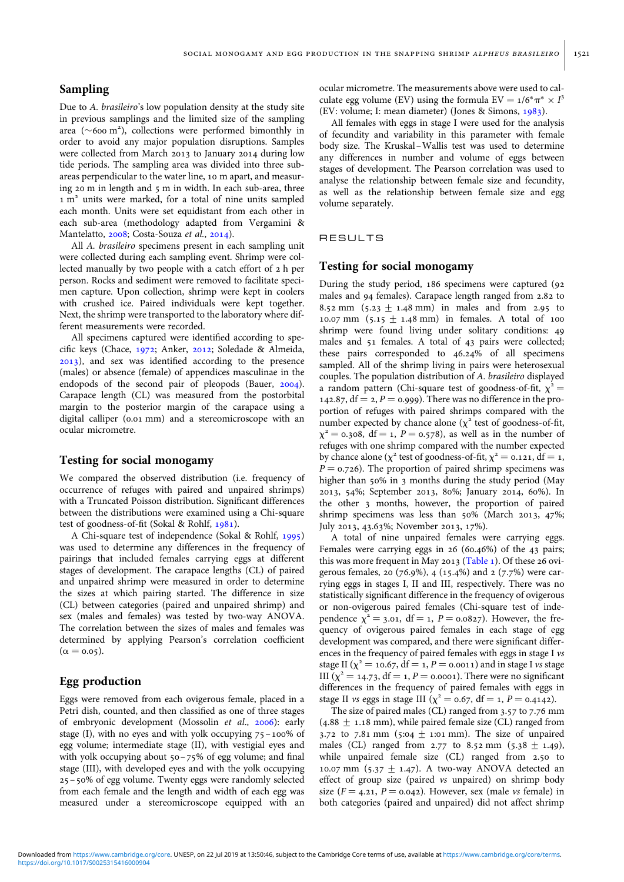## Sampling

Due to *A. brasileiro*'s low population density at the study site in previous samplings and the limited size of the sampling area (~600 m²), collections were performed bimonthly in order to avoid any major population disruptions. Samples were collected from March 2013 to January 2014 during low tide periods. The sampling area was divided into three sub-areas perpendicular to the water line, 10 m apart, and measuring 20 m in length and 5 m in width. In each sub-area, three 1 m² units were marked, for a total of nine units sampled each month. Units were set equidistant from each other in each sub-area (methodology adapted from Vergamini & Mantelatto, 2008; Costa-Souza *et al.*, 2014).

All *A. brasileiro* specimens present in each sampling unit were collected during each sampling event. Shrimp were collected manually by two people with a catch effort of 2 h per person. Rocks and sediment were removed to facilitate specimen capture. Upon collection, shrimp were kept in coolers with crushed ice. Paired individuals were kept together. Next, the shrimp were transported to the laboratory where different measurements were recorded.

All specimens captured were identified according to specific keys (Chace, 1972; Anker, 2012; Soledade & Almeida, 2013), and sex was identified according to the presence (males) or absence (female) of appendices masculinae in the endopods of the second pair of pleopods (Bauer, 2004). Carapace length (CL) was measured from the postorbital margin to the posterior margin of the carapace using a digital calliper (0.01 mm) and a stereomicroscope with an ocular micrometre.

## Testing for social monogamy

We compared the observed distribution (i.e. frequency of occurrence of refuges with paired and unpaired shrimps) with a Truncated Poisson distribution. Significant differences between the distributions were examined using a Chi-square test of goodness-of-fit (Sokal & Rohlf, 1981).

A Chi-square test of independence (Sokal & Rohlf, 1995) was used to determine any differences in the frequency of pairings that included females carrying eggs at different stages of development. The carapace lengths (CL) of paired and unpaired shrimp were measured in order to determine the sizes at which pairing started. The difference in size (CL) between categories (paired and unpaired shrimp) and sex (males and females) was tested by two-way ANOVA. The correlation between the sizes of males and females was determined by applying Pearson's correlation coefficient ($\alpha = 0.05$).

## Egg production

Eggs were removed from each ovigerous female, placed in a Petri dish, counted, and then classified as one of three stages of embryonic development (Mossolin *et al.*, 2006): early stage (I), with no eyes and with yolk occupying 75–100% of egg volume; intermediate stage (II), with vestigial eyes and with yolk occupying about 50–75% of egg volume; and final stage (III), with developed eyes and with the yolk occupying 25–50% of egg volume. Twenty eggs were randomly selected from each female and the length and width of each egg was measured under a stereomicroscope equipped with an ocular micrometre. The measurements above were used to calculate egg volume (EV) using the formula $EV = 1/6 * \pi * \times I^3$ (EV: volume; I: mean diameter) (Jones & Simons, 1983).

All females with eggs in stage I were used for the analysis of fecundity and variability in this parameter with female body size. The Kruskal–Wallis test was used to determine any differences in number and volume of eggs between stages of development. The Pearson correlation was used to analyse the relationship between female size and fecundity, as well as the relationship between female size and egg volume separately.

# RESULTS

## Testing for social monogamy

During the study period, 186 specimens were captured (92 males and 94 females). Carapace length ranged from 2.82 to 8.52 mm (5.23 ± 1.48 mm) in males and from 2.95 to 10.07 mm (5.15 ± 1.48 mm) in females. A total of 100 shrimp were found living under solitary conditions: 49 males and 51 females. A total of 43 pairs were collected; these pairs corresponded to 46.24% of all specimens sampled. All of the shrimp living in pairs were heterosexual couples. The population distribution of *A. brasileiro* displayed a random pattern (Chi-square test of goodness-of-fit, $\chi^2 = 142.87$, df = 2, $P = 0.999$). There was no difference in the proportion of refuges with paired shrimps compared with the number expected by chance alone ($\chi^2$ test of goodness-of-fit, $\chi^2 = 0.308$, df = 1, $P = 0.578$), as well as in the number of refuges with one shrimp compared with the number expected by chance alone ($\chi^2$ test of goodness-of-fit, $\chi^2 = 0.121$, df = 1, $P = 0.726$). The proportion of paired shrimp specimens was higher than 50% in 3 months during the study period (May 2013, 54%; September 2013, 80%; January 2014, 60%). In the other 3 months, however, the proportion of paired shrimp specimens was less than 50% (March 2013, 47%; July 2013, 43.63%; November 2013, 17%).

A total of nine unpaired females were carrying eggs. Females were carrying eggs in 26 (60.46%) of the 43 pairs; this was more frequent in May 2013 (Table 1). Of these 26 ovigerous females, 20 (76.9%), 4 (15.4%) and 2 (7.7%) were carrying eggs in stages I, II and III, respectively. There was no statistically significant difference in the frequency of ovigerous or non-ovigerous paired females (Chi-square test of independence $\chi^2 = 3.01$, df = 1, $P = 0.0827$). However, the frequency of ovigerous paired females in each stage of egg development was compared, and there were significant differences in the frequency of paired females with eggs in stage I *vs* stage II ($\chi^2 = 10.67$, df = 1, $P = 0.0011$) and in stage I *vs* stage III ($\chi^2 = 14.73$, df = 1, $P = 0.0001$). There were no significant differences in the frequency of paired females with eggs in stage II *vs* eggs in stage III ($\chi^2 = 0.67$, df = 1, $P = 0.4142$).

The size of paired males (CL) ranged from 3.57 to 7.76 mm (4.88 ± 1.18 mm), while paired female size (CL) ranged from 3.72 to 7.81 mm (5:04 ± 1:01 mm). The size of unpaired males (CL) ranged from 2.77 to 8.52 mm (5.38 ± 1.49), while unpaired female size (CL) ranged from 2.50 to 10.07 mm (5.37 ± 1.47). A two-way ANOVA detected an effect of group size (paired *vs* unpaired) on shrimp body size ($F = 4.21$, $P = 0.042$). However, sex (male *vs* female) in both categories (paired and unpaired) did not affect shrimp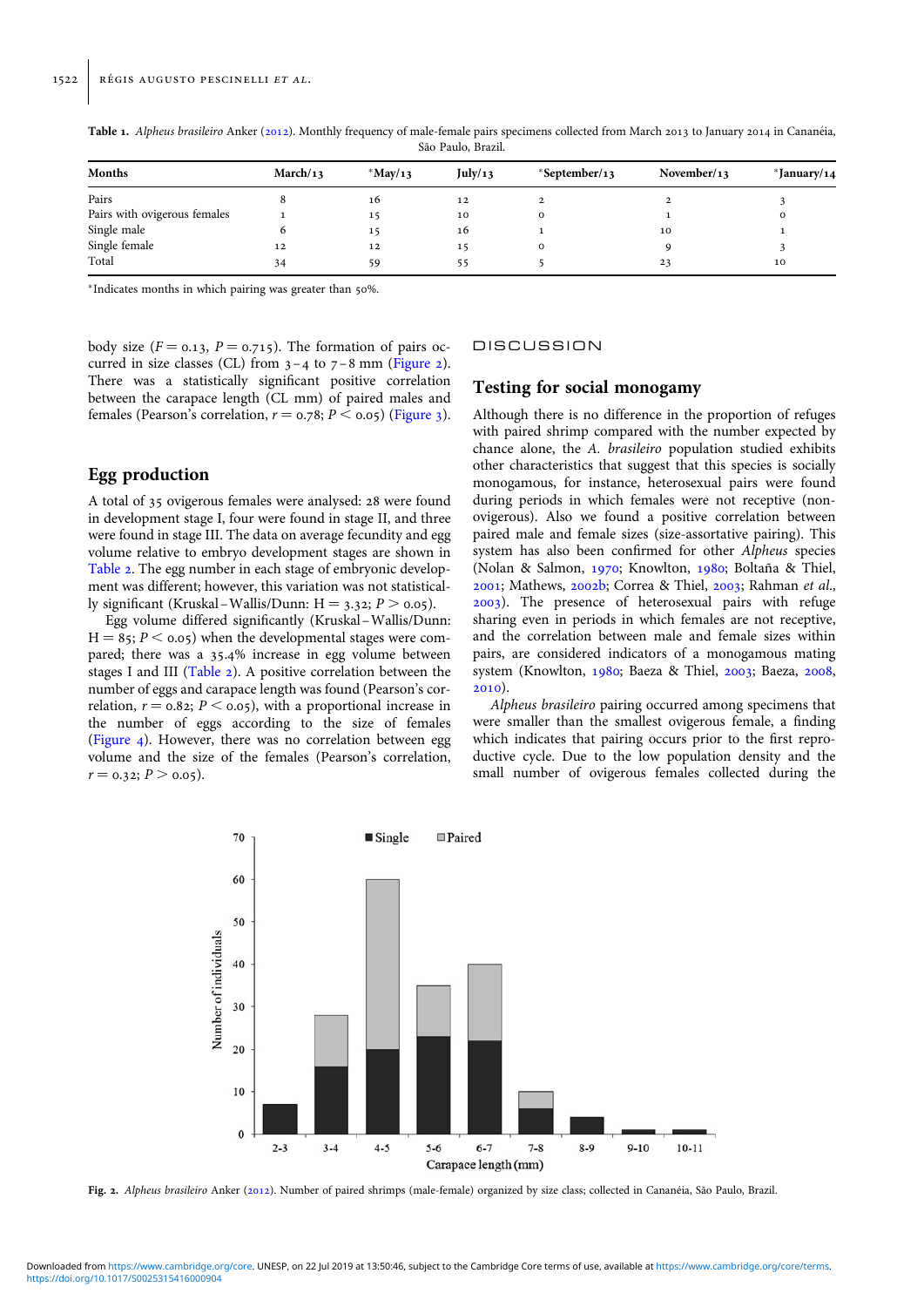**Table 1.** *Alpheus brasileiro* Anker (2012). Monthly frequency of male-female pairs specimens collected from March 2013 to January 2014 in Cananéia, São Paulo, Brazil.

| Months | March/13 | *May/13 | July/13 | *September/13 | November/13 | *January/14 |
|---|---|---|---|---|---|---|
| Pairs | 8 | 16 | 12 | 2 | 2 | 3 |
| Pairs with ovigerous females | 1 | 15 | 10 | 0 | 1 | 0 |
| Single male | 6 | 15 | 16 | 1 | 10 | 1 |
| Single female | 12 | 12 | 15 | 0 | 9 | 3 |
| Total | 34 | 59 | 55 | 5 | 23 | 10 |

*Indicates months in which pairing was greater than 50%.

body size ($F = 0.13$, $P = 0.715$). The formation of pairs occurred in size classes (CL) from 3–4 to 7–8 mm (Figure 2). There was a statistically significant positive correlation between the carapace length (CL mm) of paired males and females (Pearson's correlation, $r = 0.78$; $P < 0.05$) (Figure 3).

## Egg production

A total of 35 ovigerous females were analysed: 28 were found in development stage I, four were found in stage II, and three were found in stage III. The data on average fecundity and egg volume relative to embryo development stages are shown in Table 2. The egg number in each stage of embryonic development was different; however, this variation was not statistically significant (Kruskal–Wallis/Dunn: $H = 3.32$; $P > 0.05$).

Egg volume differed significantly (Kruskal–Wallis/Dunn: $H = 85$; $P < 0.05$) when the developmental stages were compared; there was a 35.4% increase in egg volume between stages I and III (Table 2). A positive correlation between the number of eggs and carapace length was found (Pearson's correlation, $r = 0.82$; $P < 0.05$), with a proportional increase in the number of eggs according to the size of females (Figure 4). However, there was no correlation between egg volume and the size of the females (Pearson's correlation, $r = 0.32$; $P > 0.05$).

# DISCUSSION

## Testing for social monogamy

Although there is no difference in the proportion of refuges with paired shrimp compared with the number expected by chance alone, the *A. brasileiro* population studied exhibits other characteristics that suggest that this species is socially monogamous, for instance, heterosexual pairs were found during periods in which females were not receptive (non-ovigerous). Also we found a positive correlation between paired male and female sizes (size-assortative pairing). This system has also been confirmed for other *Alpheus* species (Nolan & Salmon, 1970; Knowlton, 1980; Boltaña & Thiel, 2001; Mathews, 2002b; Correa & Thiel, 2003; Rahman *et al.*, 2003). The presence of heterosexual pairs with refuge sharing even in periods in which females are not receptive, and the correlation between male and female sizes within pairs, are considered indicators of a monogamous mating system (Knowlton, 1980; Baeza & Thiel, 2003; Baeza, 2008, 2010).

*Alpheus brasileiro* pairing occurred among specimens that were smaller than the smallest ovigerous female, a finding which indicates that pairing occurs prior to the first reproductive cycle. Due to the low population density and the small number of ovigerous females collected during the

**Fig. 2.** *Alpheus brasileiro* Anker (2012). Number of paired shrimps (male-female) organized by size class; collected in Cananéia, São Paulo, Brazil.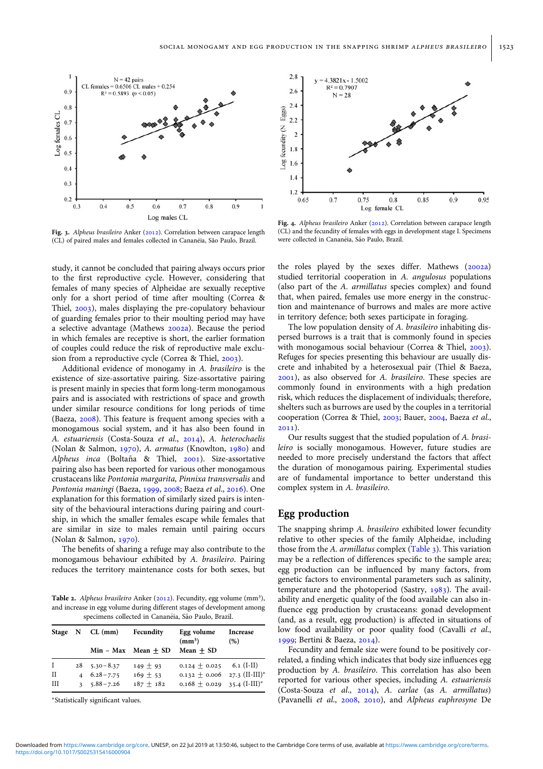Fig. 3. *Alpheus brasileiro* Anker (2012). Correlation between carapace length (CL) of paired males and females collected in Cananéia, São Paulo, Brazil.

Fig. 4. *Alpheus brasileiro* Anker (2012). Correlation between carapace length (CL) and the fecundity of females with eggs in development stage I. Specimens were collected in Cananéia, São Paulo, Brazil.

study, it cannot be concluded that pairing always occurs prior to the first reproductive cycle. However, considering that females of many species of Alpheidae are sexually receptive only for a short period of time after moulting (Correa & Thiel, 2003), males displaying the pre-copulatory behaviour of guarding females prior to their moulting period may have a selective advantage (Mathews 2002a). Because the period in which females are receptive is short, the earlier formation of couples could reduce the risk of reproductive male exclusion from a reproductive cycle (Correa & Thiel, 2003).

Additional evidence of monogamy in *A. brasileiro* is the existence of size-assortative pairing. Size-assortative pairing is present mainly in species that form long-term monogamous pairs and is associated with restrictions of space and growth under similar resource conditions for long periods of time (Baeza, 2008). This feature is frequent among species with a monogamous social system, and it has also been found in *A. estuariensis* (Costa-Souza *et al.*, 2014), *A. heterochaelis* (Nolan & Salmon, 1970), *A. armatus* (Knowlton, 1980) and *Alpheus inca* (Boltaña & Thiel, 2001). Size-assortative pairing also has been reported for various other monogamous crustaceans like *Pontonia margarita, Pinnixa transversalis* and *Pontonia maningi* (Baeza, 1999, 2008; Baeza *et al.*, 2016). One explanation for this formation of similarly sized pairs is intensity of the behavioural interactions during pairing and courtship, in which the smaller females escape while females that are similar in size to males remain until pairing occurs (Nolan & Salmon, 1970).

The benefits of sharing a refuge may also contribute to the monogamous behaviour exhibited by *A. brasileiro*. Pairing reduces the territory maintenance costs for both sexes, but the roles played by the sexes differ. Mathews (2002a) studied territorial cooperation in *A. angulosus* populations (also part of the *A. armillatus* species complex) and found that, when paired, females use more energy in the construction and maintenance of burrows and males are more active in territory defence; both sexes participate in foraging.

The low population density of *A. brasileiro* inhabiting dispersed burrows is a trait that is commonly found in species with monogamous social behaviour (Correa & Thiel, 2003). Refuges for species presenting this behaviour are usually discrete and inhabited by a heterosexual pair (Thiel & Baeza, 2001), as also observed for *A. brasileiro*. These species are commonly found in environments with a high predation risk, which reduces the displacement of individuals; therefore, shelters such as burrows are used by the couples in a territorial cooperation (Correa & Thiel, 2003; Bauer, 2004, Baeza *et al.*, 2011).

Our results suggest that the studied population of *A. brasileiro* is socially monogamous. However, future studies are needed to more precisely understand the factors that affect the duration of monogamous pairing. Experimental studies are of fundamental importance to better understand this complex system in *A. brasileiro*.

Table 2. *Alpheus brasileiro* Anker (2012). Fecundity, egg volume ($mm^3$), and increase in egg volume during different stages of development among specimens collected in Cananéia, São Paulo, Brazil.

| Stage | N | CL (mm) | Fecundity | Egg volume ($mm^3$) | Increase (%) |
|---|---|---|---|---|---|
| | | Min – Max | Mean ± SD | Mean ± SD | |
| I | 28 | 5.30–8.37 | 149 ± 93 | 0.124 ± 0.025 | 6.1 (I-II) |
| II | 4 | 6.28–7.75 | 169 ± 53 | 0.132 ± 0.006 | 27.3 (II-III)* |
| III | 3 | 5.88–7.26 | 187 ± 182 | 0.168 ± 0.029 | 35.4 (I-III)* |

*Statistically significant values.

## Egg production

The snapping shrimp *A. brasileiro* exhibited lower fecundity relative to other species of the family Alpheidae, including those from the *A. armillatus* complex (Table 3). This variation may be a reflection of differences specific to the sample area; egg production can be influenced by many factors, from genetic factors to environmental parameters such as salinity, temperature and the photoperiod (Sastry, 1983). The availability and energetic quality of the food available can also influence egg production by crustaceans: gonad development (and, as a result, egg production) is affected in situations of low food availability or poor quality food (Cavalli *et al.*, 1999; Bertini & Baeza, 2014).

Fecundity and female size were found to be positively correlated, a finding which indicates that body size influences egg production by *A. brasileiro*. This correlation has also been reported for various other species, including *A. estuariensis* (Costa-Souza *et al.*, 2014), *A. carlae* (as *A. armillatus*) (Pavanelli *et al.*, 2008, 2010), and *Alpheus euphrosyne* De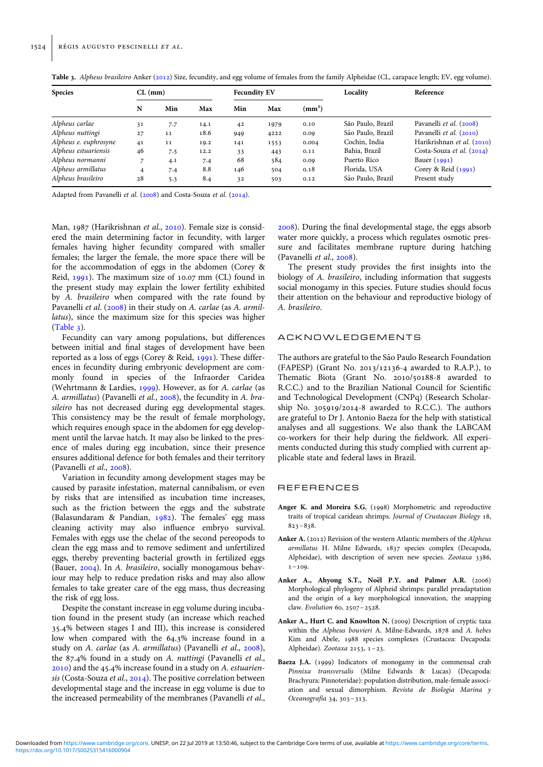**Table 3.** *Alpheus brasileiro* Anker (2012) Size, fecundity, and egg volume of females from the family Alpheidae (CL, carapace length; EV, egg volume).

| Species | CL (mm) | | | Fecundity EV | | | Locality | Reference |
|---|---|---|---|---|---|---|---|---|
| | N | Min | Max | Min | Max | ($mm^3$) | | |
| *Alpheus carlae* | 31 | 7.7 | 14.1 | 42 | 1979 | 0.10 | São Paulo, Brazil | Pavanelli *et al.* (2008) |
| *Alpheus nuttingi* | 27 | 11 | 18.6 | 949 | 4222 | 0.09 | São Paulo, Brazil | Pavanelli *et al.* (2010) |
| *Alpheus e. euphrosyne* | 41 | 11 | 19.2 | 141 | 1553 | 0.004 | Cochin, India | Harikrishnan *et al.* (2010) |
| *Alpheus estuariensis* | 46 | 7.5 | 12.2 | 33 | 443 | 0.11 | Bahia, Brazil | Costa-Souza *et al.* (2014) |
| *Alpheus normanni* | 7 | 4.1 | 7.4 | 68 | 584 | 0.09 | Puerto Rico | Bauer (1991) |
| *Alpheus armillatus* | 4 | 7.4 | 8.8 | 146 | 504 | 0.18 | Florida, USA | Corey & Reid (1991) |
| *Alpheus brasileiro* | 28 | 5.3 | 8.4 | 32 | 503 | 0.12 | São Paulo, Brazil | Present study |

Adapted from Pavanelli *et al.* (2008) and Costa-Souza *et al.* (2014).

Man, 1987 (Harikrishnan *et al.*, 2010). Female size is considered the main determining factor in fecundity, with larger females having higher fecundity compared with smaller females; the larger the female, the more space there will be for the accommodation of eggs in the abdomen (Corey & Reid, 1991). The maximum size of 10.07 mm (CL) found in the present study may explain the lower fertility exhibited by *A. brasileiro* when compared with the rate found by Pavanelli *et al.* (2008) in their study on *A. carlae* (as *A. armillatus*), since the maximum size for this species was higher (Table 3).

Fecundity can vary among populations, but differences between initial and final stages of development have been reported as a loss of eggs (Corey & Reid, 1991). These differences in fecundity during embryonic development are commonly found in species of the Infraorder Caridea (Wehrtmann & Lardies, 1999). However, as for *A. carlae* (as *A. armillatus*) (Pavanelli *et al.*, 2008), the fecundity in *A. brasileiro* has not decreased during egg developmental stages. This consistency may be the result of female morphology, which requires enough space in the abdomen for egg development until the larvae hatch. It may also be linked to the presence of males during egg incubation, since their presence ensures additional defence for both females and their territory (Pavanelli *et al.*, 2008).

Variation in fecundity among development stages may be caused by parasite infestation, maternal cannibalism, or even by risks that are intensified as incubation time increases, such as the friction between the eggs and the substrate (Balasundaram & Pandian, 1982). The females' egg mass cleaning activity may also influence embryo survival. Females with eggs use the chelae of the second pereopods to clean the egg mass and to remove sediment and unfertilized eggs, thereby preventing bacterial growth in fertilized eggs (Bauer, 2004). In *A. brasileiro*, socially monogamous behaviour may help to reduce predation risks and may also allow females to take greater care of the egg mass, thus decreasing the risk of egg loss.

Despite the constant increase in egg volume during incubation found in the present study (an increase which reached 35.4% between stages I and III), this increase is considered low when compared with the 64.3% increase found in a study on *A. carlae* (as *A. armillatus*) (Pavanelli *et al.*, 2008), the 87.4% found in a study on *A. nuttingi* (Pavanelli *et al.*, 2010) and the 45.4% increase found in a study on *A. estuariensis* (Costa-Souza *et al.*, 2014). The positive correlation between developmental stage and the increase in egg volume is due to the increased permeability of the membranes (Pavanelli *et al.*, 2008). During the final developmental stage, the eggs absorb water more quickly, a process which regulates osmotic pressure and facilitates membrane rupture during hatching (Pavanelli *et al.*, 2008).

The present study provides the first insights into the biology of *A. brasileiro*, including information that suggests social monogamy in this species. Future studies should focus their attention on the behaviour and reproductive biology of *A. brasileiro*.

## ACKNOWLEDGEMENTS

The authors are grateful to the São Paulo Research Foundation (FAPESP) (Grant No. 2013/12136-4 awarded to R.A.P.), to Thematic Biota (Grant No. 2010/50188-8 awarded to R.C.C.) and to the Brazilian National Council for Scientific and Technological Development (CNPq) (Research Scholarship No. 305919/2014-8 awarded to R.C.C.). The authors are grateful to Dr J. Antonio Baeza for the help with statistical analyses and all suggestions. We also thank the LABCAM co-workers for their help during the fieldwork. All experiments conducted during this study complied with current applicable state and federal laws in Brazil.

## REFERENCES

**Anger K. and Moreira S.G.** (1998) Morphometric and reproductive traits of tropical caridean shrimps. *Journal of Crustacean Biology* 18, 823–838.

**Anker A.** (2012) Revision of the western Atlantic members of the *Alpheus armillatus* H. Milne Edwards, 1837 species complex (Decapoda, Alpheidae), with description of seven new species. *Zootaxa* 3386, 1–109.

**Anker A., Ahyong S.T., Noël P.Y. and Palmer A.R.** (2006) Morphological phylogeny of Alpheid shrimps: parallel preadaptation and the origin of a key morphological innovation, the snapping claw. *Evolution* 60, 2507–2528.

**Anker A., Hurt C. and Knowlton N.** (2009) Description of cryptic taxa within the *Alpheus bouvieri* A. Milne-Edwards, 1878 and *A. hebes* Kim and Abele, 1988 species complexes (Crustacea: Decapoda: Alpheidae). *Zootaxa* 2153, 1–23.

**Baeza J.A.** (1999) Indicators of monogamy in the commensal crab *Pinnixa transversalis* (Milne Edwards & Lucas) (Decapoda: Brachyura: Pinnoteridae): population distribution, male-female association and sexual dimorphism. *Revista de Biología Marina y Oceanografía* 34, 303–313.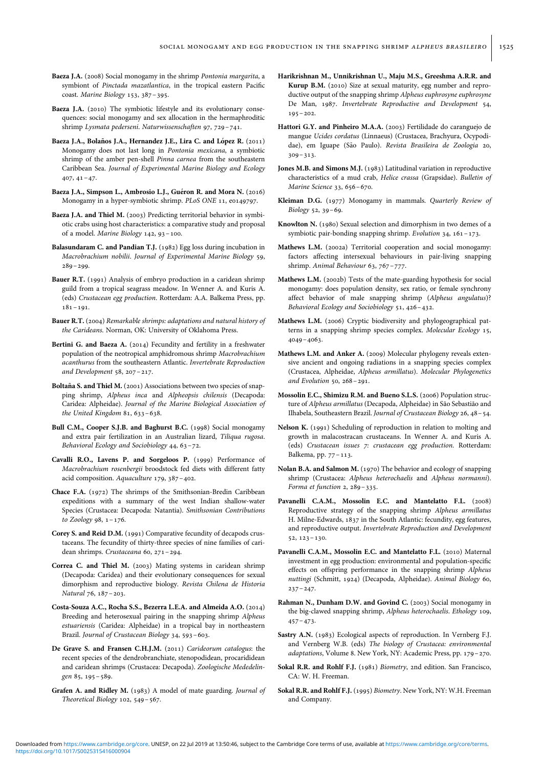**Baeza J.A.** (2008) Social monogamy in the shrimp *Pontonia margarita*, a symbiont of *Pinctada mazatlantica*, in the tropical eastern Pacific coast. *Marine Biology* 153, 387–395.

**Baeza J.A.** (2010) The symbiotic lifestyle and its evolutionary consequences: social monogamy and sex allocation in the hermaphroditic shrimp *Lysmata pederseni*. *Naturwissenschaften* 97, 729–741.

**Baeza J.A., Bolaños J.A., Hernandez J.E., Lira C. and López R.** (2011) Monogamy does not last long in *Pontonia mexicana*, a symbiotic shrimp of the amber pen-shell *Pinna carnea* from the southeastern Caribbean Sea. *Journal of Experimental Marine Biology and Ecology* 407, 41–47.

**Baeza J.A., Simpson L., Ambrosio L.J., Guéron R. and Mora N.** (2016) Monogamy in a hyper-symbiotic shrimp. *PLoS ONE* 11, e0149797.

**Baeza J.A. and Thiel M.** (2003) Predicting territorial behavior in symbiotic crabs using host characteristics: a comparative study and proposal of a model. *Marine Biology* 142, 93–100.

**Balasundaram C. and Pandian T.J.** (1982) Egg loss during incubation in *Macrobrachium nobilii*. *Journal of Experimental Marine Biology* 59, 289–299.

**Bauer R.T.** (1991) Analysis of embryo production in a caridean shrimp guild from a tropical seagrass meadow. In Wenner A. and Kuris A. (eds) *Crustacean egg production*. Rotterdam: A.A. Balkema Press, pp. 181–191.

**Bauer R.T.** (2004) *Remarkable shrimps: adaptations and natural history of the Carideans*. Norman, OK: University of Oklahoma Press.

**Bertini G. and Baeza A.** (2014) Fecundity and fertility in a freshwater population of the neotropical amphidromous shrimp *Macrobrachium acanthurus* from the southeastern Atlantic. *Invertebrate Reproduction and Development* 58, 207–217.

**Boltaña S. and Thiel M.** (2001) Associations between two species of snapping shrimp, *Alpheus inca* and *Alpheopsis chilensis* (Decapoda: Caridea: Alpheidae). *Journal of the Marine Biological Association of the United Kingdom* 81, 633–638.

**Bull C.M., Cooper S.J.B. and Baghurst B.C.** (1998) Social monogamy and extra pair fertilization in an Australian lizard, *Tiliqua rugosa*. *Behavioral Ecology and Sociobiology* 44, 63–72.

**Cavalli R.O., Lavens P. and Sorgeloos P.** (1999) Performance of *Macrobrachium rosenbergii* broodstock fed diets with different fatty acid composition. *Aquaculture* 179, 387–402.

**Chace F.A.** (1972) The shrimps of the Smithsonian-Bredin Caribbean expeditions with a summary of the west Indian shallow-water Species (Crustacea: Decapoda: Natantia). *Smithsonian Contributions to Zoology* 98, 1–176.

**Corey S. and Reid D.M.** (1991) Comparative fecundity of decapods crustaceans. The fecundity of thirty-three species of nine families of caridean shrimps. *Crustaceana* 60, 271–294.

**Correa C. and Thiel M.** (2003) Mating systems in caridean shrimp (Decapoda: Caridea) and their evolutionary consequences for sexual dimorphism and reproductive biology. *Revista Chilena de Historia Natural* 76, 187–203.

**Costa-Souza A.C., Rocha S.S., Bezerra L.E.A. and Almeida A.O.** (2014) Breeding and heterosexual pairing in the snapping shrimp *Alpheus estuariensis* (Caridea: Alpheidae) in a tropical bay in northeastern Brazil. *Journal of Crustacean Biology* 34, 593–603.

**De Grave S. and Fransen C.H.J.M.** (2011) *Carideorum catalogus*: the recent species of the dendrobranchiate, stenopodidean, procarididean and caridean shrimps (Crustacea: Decapoda). *Zoologische Mededelingen* 85, 195–589.

**Grafen A. and Ridley M.** (1983) A model of mate guarding. *Journal of Theoretical Biology* 102, 549–567.

**Harikrishnan M., Unnikrishnan U., Maju M.S., Greeshma A.R.R. and Kurup B.M.** (2010) Size at sexual maturity, egg number and reproductive output of the snapping shrimp *Alpheus euphrosyne euphrosyne* De Man, 1987. *Invertebrate Reproductive and Development* 54, 195–202.

**Hattori G.Y. and Pinheiro M.A.A.** (2003) Fertilidade do caranguejo de mangue *Ucides cordatus* (Linnaeus) (Crustacea, Brachyura, Ocypodidae), em Iguape (São Paulo). *Revista Brasileira de Zoologia* 20, 309–313.

**Jones M.B. and Simons M.J.** (1983) Latitudinal variation in reproductive characteristics of a mud crab, *Helice crassa* (Grapsidae). *Bulletin of Marine Science* 33, 656–670.

**Kleiman D.G.** (1977) Monogamy in mammals. *Quarterly Review of Biology* 52, 39–69.

**Knowlton N.** (1980) Sexual selection and dimorphism in two demes of a symbiotic pair-bonding snapping shrimp. *Evolution* 34, 161–173.

**Mathews L.M.** (2002a) Territorial cooperation and social monogamy: factors affecting intersexual behaviours in pair-living snapping shrimp. *Animal Behaviour* 63, 767–777.

**Mathews L.M.** (2002b) Tests of the mate-guarding hypothesis for social monogamy: does population density, sex ratio, or female synchrony affect behavior of male snapping shrimp (*Alpheus angulatus*)? *Behavioral Ecology and Sociobiology* 51, 426–432.

**Mathews L.M.** (2006) Cryptic biodiversity and phylogeographical patterns in a snapping shrimp species complex. *Molecular Ecology* 15, 4049–4063.

**Mathews L.M. and Anker A.** (2009) Molecular phylogeny reveals extensive ancient and ongoing radiations in a snapping shrimp species complex (Crustacea, Alpheidae, *Alpheus armillatus*). *Molecular Phylogenetics and Evolution* 50, 268–291.

**Mossolin E.C., Shimizu R.M. and Bueno S.L.S.** (2006) Population structure of *Alpheus armillatus* (Decapoda, Alpheidae) in São Sebastião and Ilhabela, Southeastern Brazil. *Journal of Crustacean Biology* 26, 48–54.

**Nelson K.** (1991) Scheduling of reproduction in relation to molting and growth in malacostracan crustaceans. In Wenner A. and Kuris A. (eds) *Crustacean issues 7: crustacean egg production*. Rotterdam: Balkema, pp. 77–113.

**Nolan B.A. and Salmon M.** (1970) The behavior and ecology of snapping shrimp (Crustacea: *Alpheus heterochaelis* and *Alpheus normanni*). *Forma et function* 2, 289–335.

**Pavanelli C.A.M., Mossolin E.C. and Mantelatto F.L.** (2008) Reproductive strategy of the snapping shrimp *Alpheus armillatus* H. Milne-Edwards, 1837 in the South Atlantic: fecundity, egg features, and reproductive output. *Invertebrate Reproduction and Development* 52, 123–130.

**Pavanelli C.A.M., Mossolin E.C. and Mantelatto F.L.** (2010) Maternal investment in egg production: environmental and population-specific effects on offspring performance in the snapping shrimp *Alpheus nuttingi* (Schmitt, 1924) (Decapoda, Alpheidae). *Animal Biology* 60, 237–247.

**Rahman N., Dunham D.W. and Govind C.** (2003) Social monogamy in the big-clawed snapping shrimp, *Alpheus heterochaelis*. *Ethology* 109, 457–473.

**Sastry A.N.** (1983) Ecological aspects of reproduction. In Vernberg F.J. and Vernberg W.B. (eds) *The biology of Crustacea: environmental adaptations*, Volume 8. New York, NY: Academic Press, pp. 179–270.

**Sokal R.R. and Rohlf F.J.** (1981) *Biometry*, 2nd edition. San Francisco, CA: W. H. Freeman.

**Sokal R.R. and Rohlf F.J.** (1995) *Biometry*. New York, NY: W.H. Freeman and Company.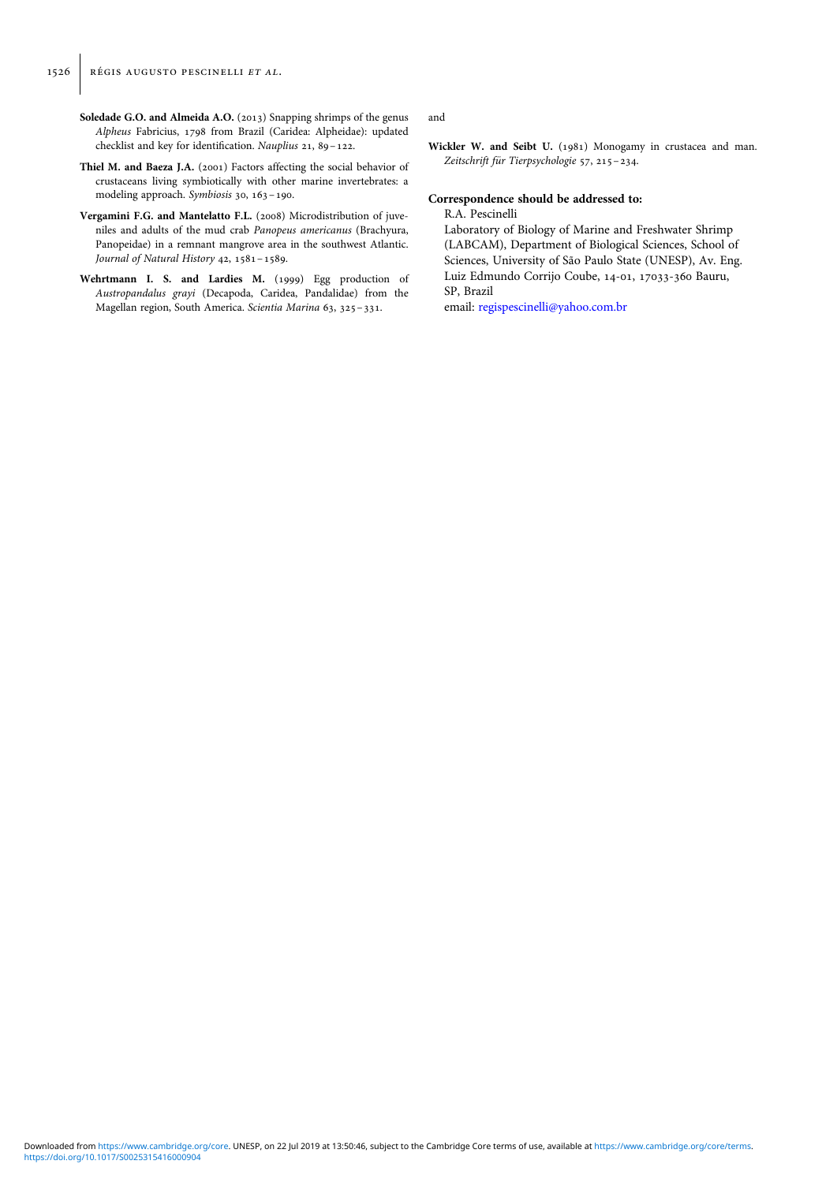**Soledade G.O. and Almeida A.O.** (2013) Snapping shrimps of the genus *Alpheus* Fabricius, 1798 from Brazil (Caridea: Alpheidae): updated checklist and key for identification. *Nauplius* 21, 89–122.

**Thiel M. and Baeza J.A.** (2001) Factors affecting the social behavior of crustaceans living symbiotically with other marine invertebrates: a modeling approach. *Symbiosis* 30, 163–190.

**Vergamini F.G. and Mantelatto F.L.** (2008) Microdistribution of juveniles and adults of the mud crab *Panopeus americanus* (Brachyura, Panopeidae) in a remnant mangrove area in the southwest Atlantic. *Journal of Natural History* 42, 1581–1589.

**Wehrtmann I. S. and Lardies M.** (1999) Egg production of *Austropandalus grayi* (Decapoda, Caridea, Pandalidae) from the Magellan region, South America. *Scientia Marina* 63, 325–331.

and

**Wickler W. and Seibt U.** (1981) Monogamy in crustacea and man. *Zeitschrift für Tierpsychologie* 57, 215–234.

**Correspondence should be addressed to:**

R.A. Pescinelli
Laboratory of Biology of Marine and Freshwater Shrimp (LABCAM), Department of Biological Sciences, School of Sciences, University of São Paulo State (UNESP), Av. Eng. Luiz Edmundo Corrijo Coube, 14-01, 17033-360 Bauru, SP, Brazil
email: regispescinelli@yahoo.com.br